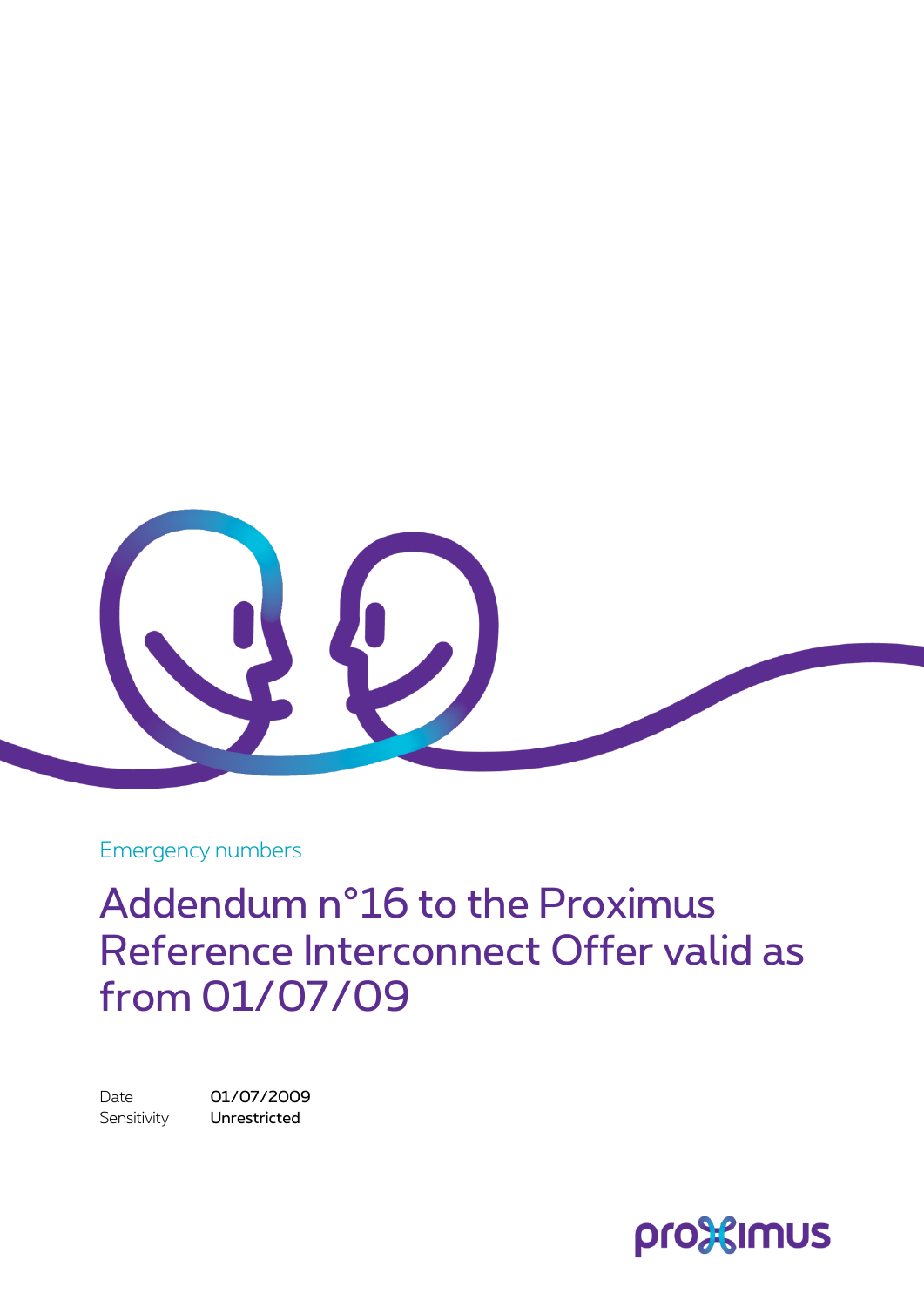Emergency numbers

# Addendum n°16 to the Proximus Reference Interconnect Offer valid as from 01/07/09

Date 01/07/2009

Sensitivity **Unrestricted**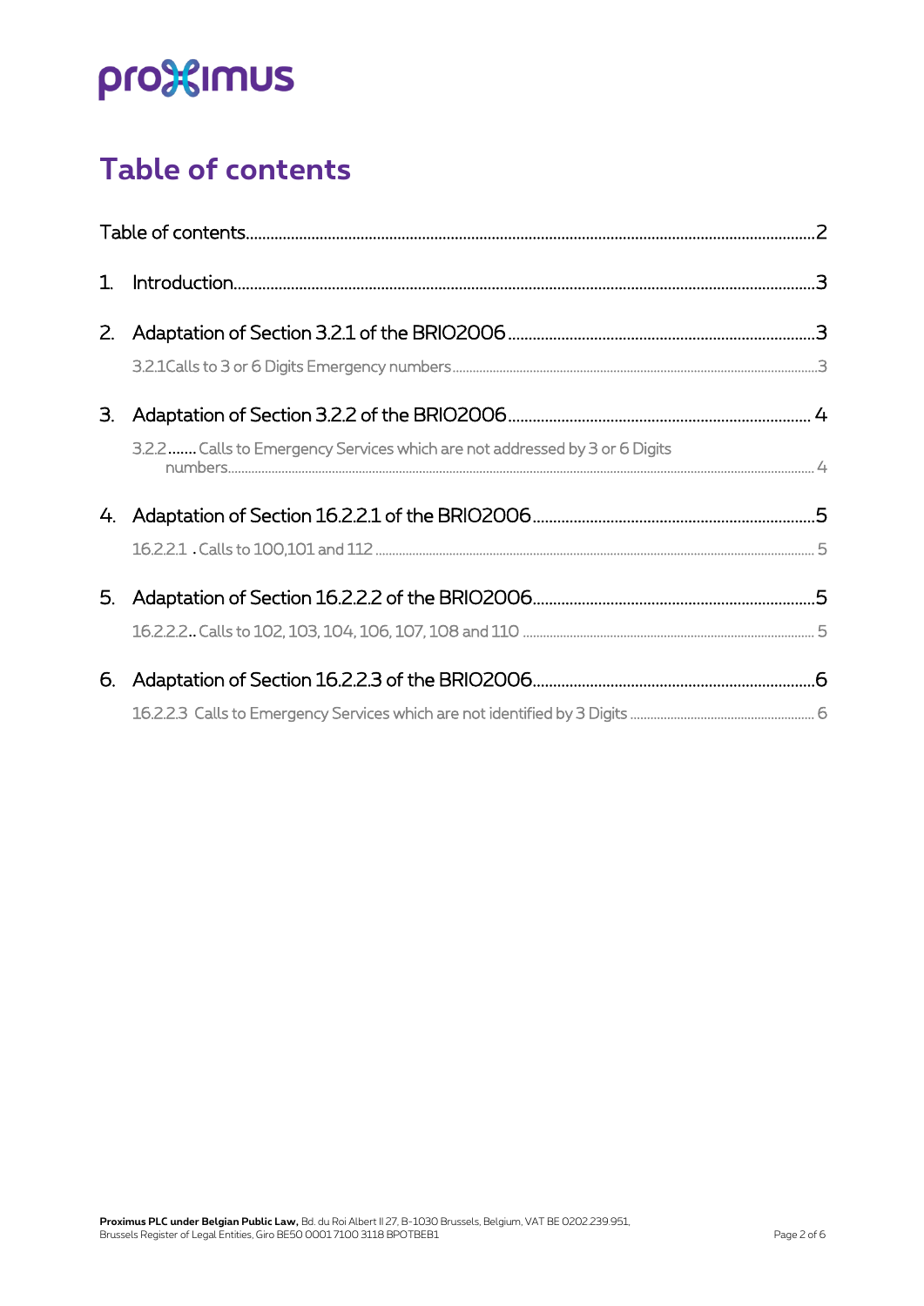# Table of contents

Table of contents ........ 2

1. Introduction ........ 3
2. Adaptation of Section 3.2.1 of the BRIO2006 ........ 3
   - 3.2.1 Calls to 3 or 6 Digits Emergency numbers ........ 3
3. Adaptation of Section 3.2.2 of the BRIO2006 ........ 4
   - 3.2.2 ....... Calls to Emergency Services which are not addressed by 3 or 6 Digits numbers ........ 4
4. Adaptation of Section 16.2.2.1 of the BRIO2006 ........ 5
   - 16.2.2.1 . Calls to 100,101 and 112 ........ 5
5. Adaptation of Section 16.2.2.2 of the BRIO2006 ........ 5
   - 16.2.2.2.. Calls to 102, 103, 104, 106, 107, 108 and 110 ........ 5
6. Adaptation of Section 16.2.2.3 of the BRIO2006 ........ 6
   - 16.2.2.3 Calls to Emergency Services which are not identified by 3 Digits ........ 6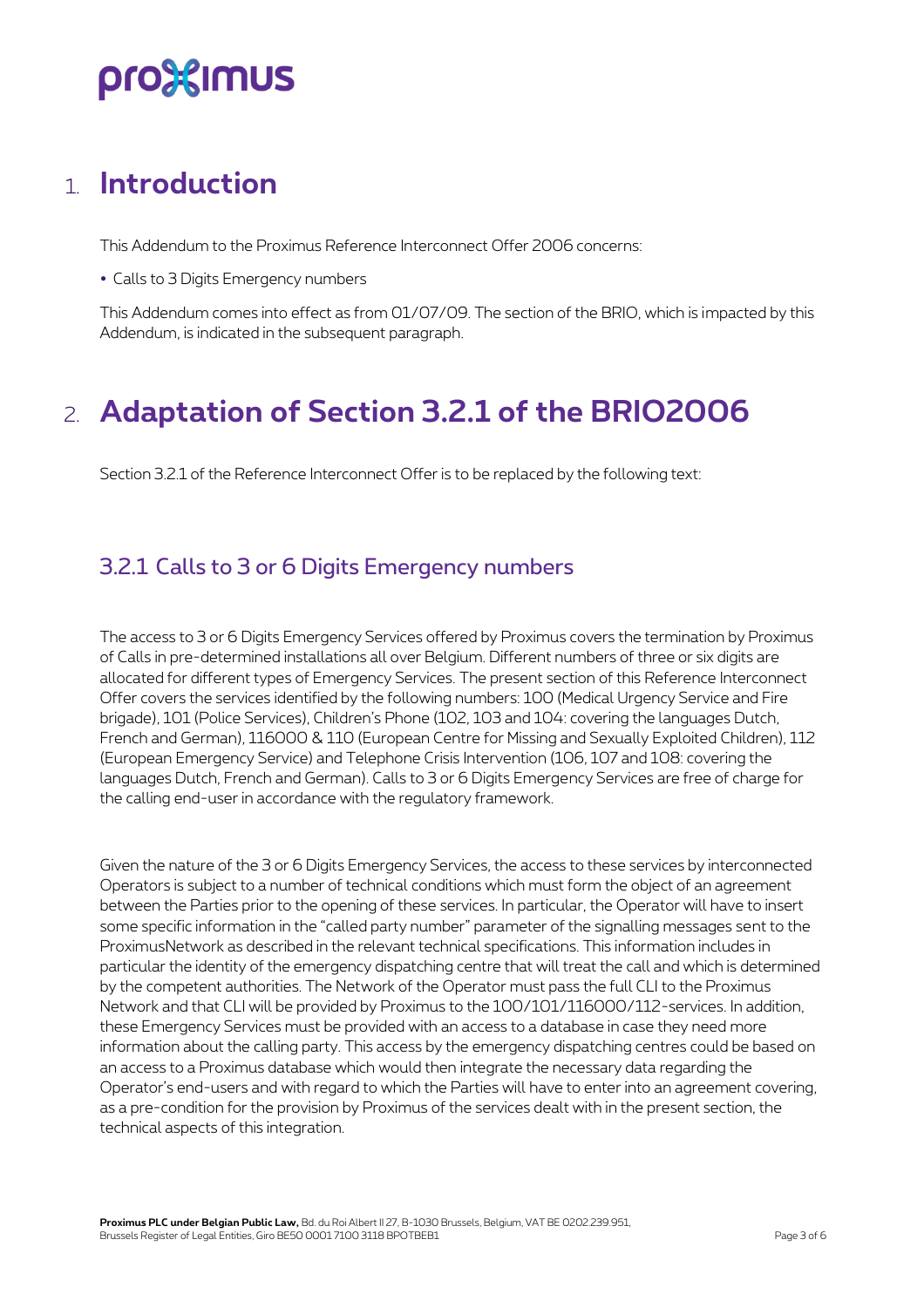# 1. Introduction

This Addendum to the Proximus Reference Interconnect Offer 2006 concerns:

- Calls to 3 Digits Emergency numbers

This Addendum comes into effect as from 01/07/09. The section of the BRIO, which is impacted by this Addendum, is indicated in the subsequent paragraph.

# 2. Adaptation of Section 3.2.1 of the BRIO2006

Section 3.2.1 of the Reference Interconnect Offer is to be replaced by the following text:

## 3.2.1 Calls to 3 or 6 Digits Emergency numbers

The access to 3 or 6 Digits Emergency Services offered by Proximus covers the termination by Proximus of Calls in pre-determined installations all over Belgium. Different numbers of three or six digits are allocated for different types of Emergency Services. The present section of this Reference Interconnect Offer covers the services identified by the following numbers: 100 (Medical Urgency Service and Fire brigade), 101 (Police Services), Children's Phone (102, 103 and 104: covering the languages Dutch, French and German), 116000 & 110 (European Centre for Missing and Sexually Exploited Children), 112 (European Emergency Service) and Telephone Crisis Intervention (106, 107 and 108: covering the languages Dutch, French and German). Calls to 3 or 6 Digits Emergency Services are free of charge for the calling end-user in accordance with the regulatory framework.

Given the nature of the 3 or 6 Digits Emergency Services, the access to these services by interconnected Operators is subject to a number of technical conditions which must form the object of an agreement between the Parties prior to the opening of these services. In particular, the Operator will have to insert some specific information in the "called party number" parameter of the signalling messages sent to the ProximusNetwork as described in the relevant technical specifications. This information includes in particular the identity of the emergency dispatching centre that will treat the call and which is determined by the competent authorities. The Network of the Operator must pass the full CLI to the Proximus Network and that CLI will be provided by Proximus to the 100/101/116000/112-services. In addition, these Emergency Services must be provided with an access to a database in case they need more information about the calling party. This access by the emergency dispatching centres could be based on an access to a Proximus database which would then integrate the necessary data regarding the Operator's end-users and with regard to which the Parties will have to enter into an agreement covering, as a pre-condition for the provision by Proximus of the services dealt with in the present section, the technical aspects of this integration.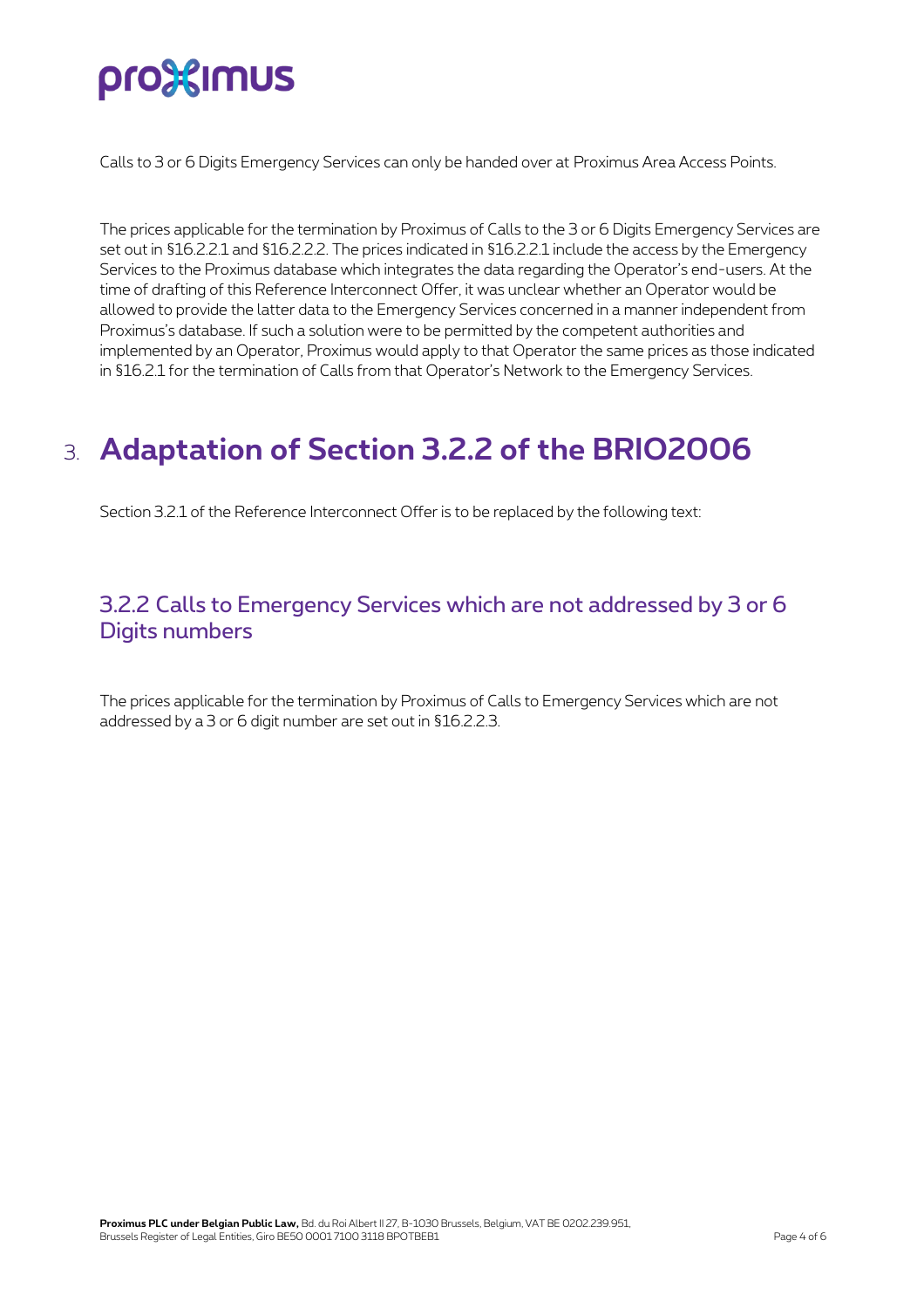Calls to 3 or 6 Digits Emergency Services can only be handed over at Proximus Area Access Points.

The prices applicable for the termination by Proximus of Calls to the 3 or 6 Digits Emergency Services are set out in §16.2.2.1 and §16.2.2.2. The prices indicated in §16.2.2.1 include the access by the Emergency Services to the Proximus database which integrates the data regarding the Operator's end-users. At the time of drafting of this Reference Interconnect Offer, it was unclear whether an Operator would be allowed to provide the latter data to the Emergency Services concerned in a manner independent from Proximus's database. If such a solution were to be permitted by the competent authorities and implemented by an Operator, Proximus would apply to that Operator the same prices as those indicated in §16.2.1 for the termination of Calls from that Operator's Network to the Emergency Services.

# 3. Adaptation of Section 3.2.2 of the BRIO2006

Section 3.2.1 of the Reference Interconnect Offer is to be replaced by the following text:

## 3.2.2 Calls to Emergency Services which are not addressed by 3 or 6 Digits numbers

The prices applicable for the termination by Proximus of Calls to Emergency Services which are not addressed by a 3 or 6 digit number are set out in §16.2.2.3.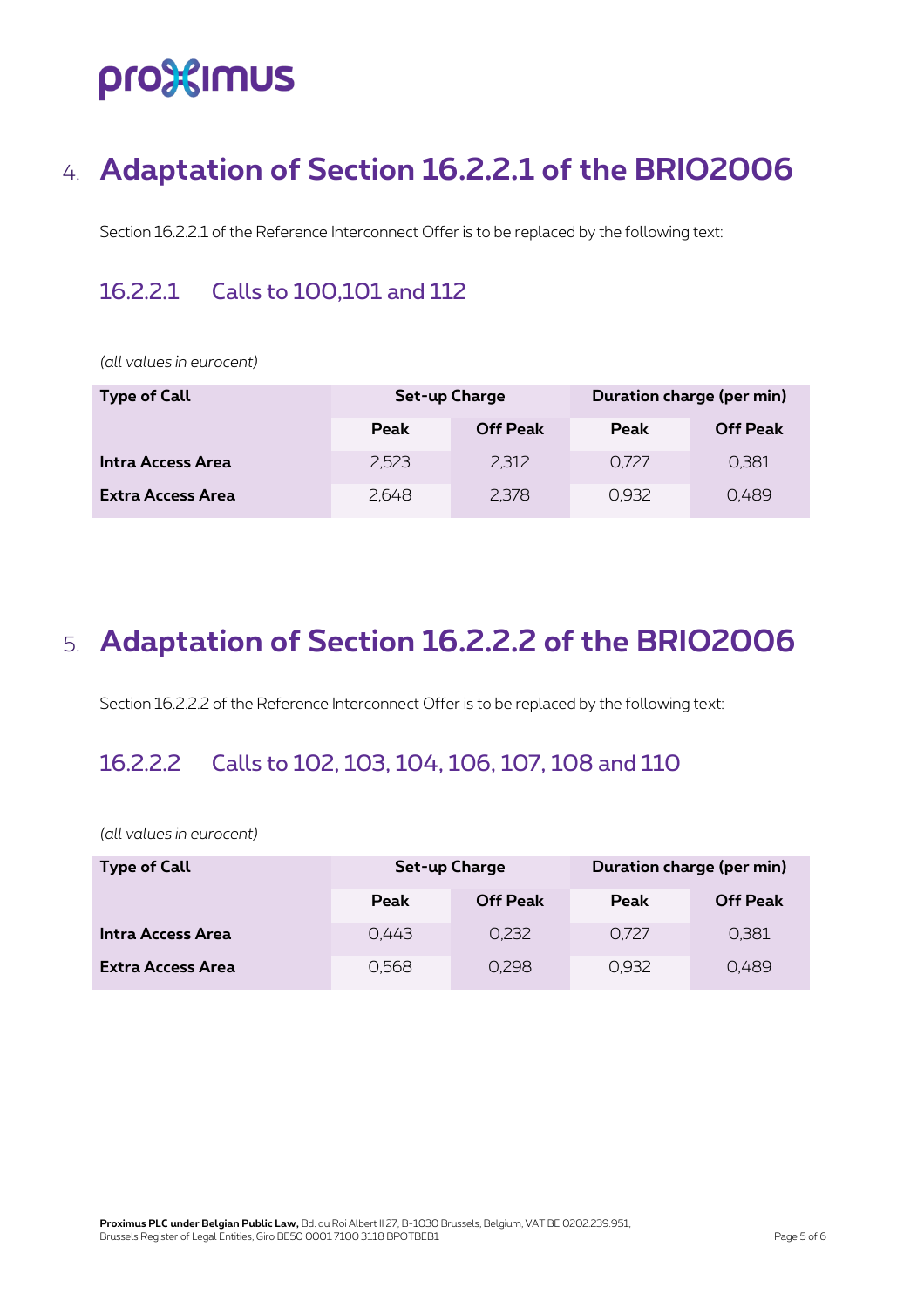# 4. Adaptation of Section 16.2.2.1 of the BRIO2006

Section 16.2.2.1 of the Reference Interconnect Offer is to be replaced by the following text:

## 16.2.2.1 Calls to 100,101 and 112

*(all values in eurocent)*

| Type of Call | Set-up Charge | | Duration charge (per min) | |
|---|---|---|---|---|
| | Peak | Off Peak | Peak | Off Peak |
| **Intra Access Area** | 2,523 | 2,312 | 0,727 | 0,381 |
| **Extra Access Area** | 2,648 | 2,378 | 0,932 | 0,489 |

# 5. Adaptation of Section 16.2.2.2 of the BRIO2006

Section 16.2.2.2 of the Reference Interconnect Offer is to be replaced by the following text:

## 16.2.2.2 Calls to 102, 103, 104, 106, 107, 108 and 110

*(all values in eurocent)*

| Type of Call | Set-up Charge | | Duration charge (per min) | |
|---|---|---|---|---|
| | Peak | Off Peak | Peak | Off Peak |
| **Intra Access Area** | 0,443 | 0,232 | 0,727 | 0,381 |
| **Extra Access Area** | 0,568 | 0,298 | 0,932 | 0,489 |

**Proximus PLC under Belgian Public Law,** Bd. du Roi Albert II 27, B-1030 Brussels, Belgium, VAT BE 0202.239.951, Brussels Register of Legal Entities, Giro BE50 0001 7100 3118 BPOTBEB1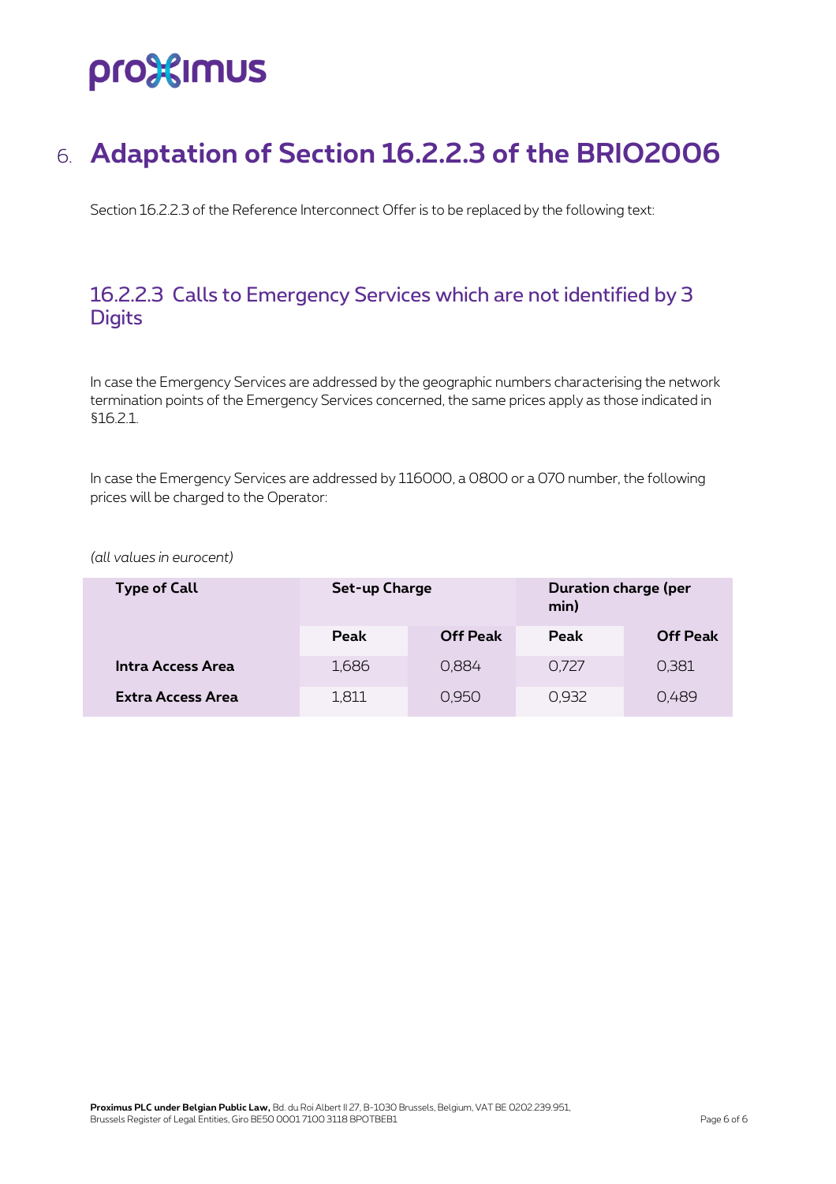# 6. Adaptation of Section 16.2.2.3 of the BRIO2006

Section 16.2.2.3 of the Reference Interconnect Offer is to be replaced by the following text:

## 16.2.2.3 Calls to Emergency Services which are not identified by 3 Digits

In case the Emergency Services are addressed by the geographic numbers characterising the network termination points of the Emergency Services concerned, the same prices apply as those indicated in §16.2.1.

In case the Emergency Services are addressed by 116000, a 0800 or a 070 number, the following prices will be charged to the Operator:

*(all values in eurocent)*

| Type of Call | Set-up Charge | | Duration charge (per min) | |
|---|---|---|---|---|
| | **Peak** | **Off Peak** | **Peak** | **Off Peak** |
| **Intra Access Area** | 1,686 | 0,884 | 0,727 | 0,381 |
| **Extra Access Area** | 1,811 | 0,950 | 0,932 | 0,489 |

**Proximus PLC under Belgian Public Law,** Bd. du Roi Albert II 27, B-1030 Brussels, Belgium, VAT BE 0202.239.951, Brussels Register of Legal Entities, Giro BE50 0001 7100 3118 BPOTBEB1